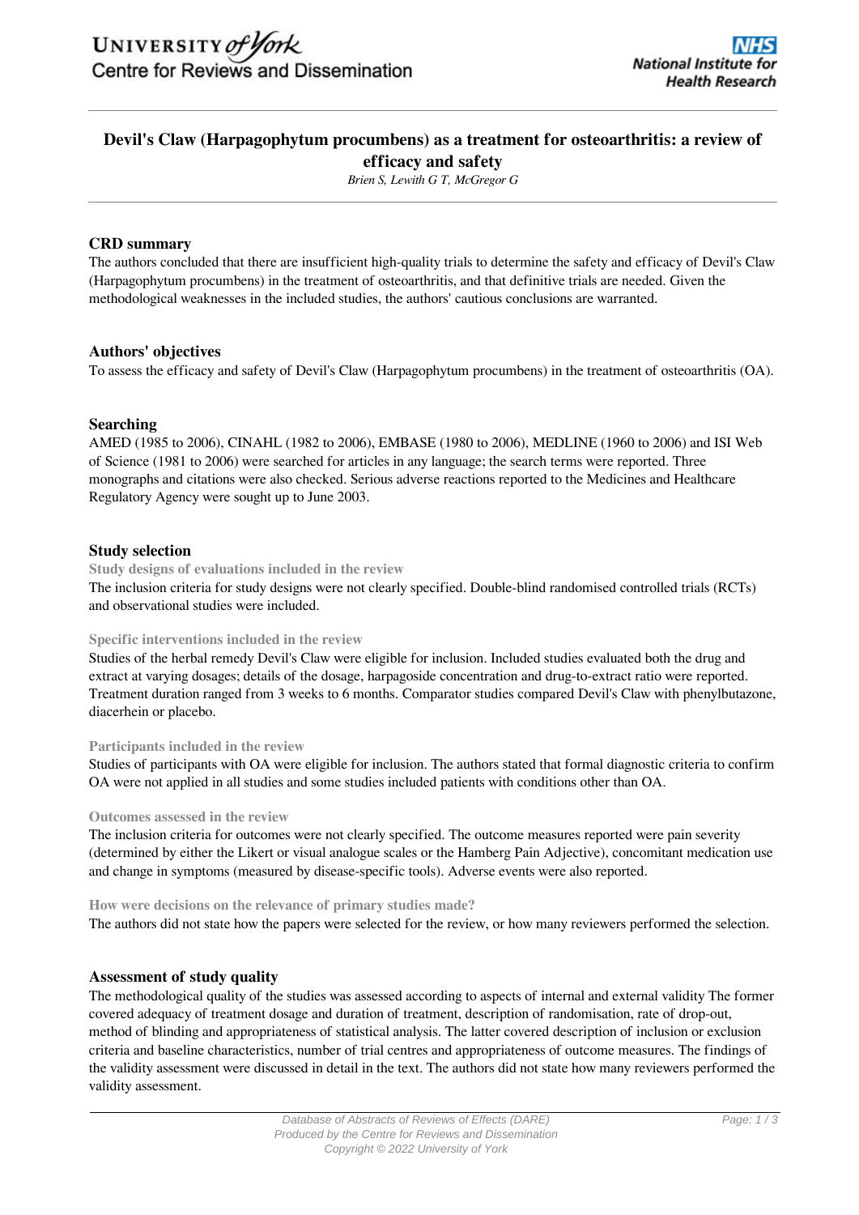# Devil's Claw (Harpagophytum procumbens) as a treatment for osteoarthritis: a review of efficacy and safety

*Brien S, Lewith G T, McGregor G*

## CRD summary

The authors concluded that there are insufficient high-quality trials to determine the safety and efficacy of Devil's Claw (Harpagophytum procumbens) in the treatment of osteoarthritis, and that definitive trials are needed. Given the methodological weaknesses in the included studies, the authors' cautious conclusions are warranted.

## Authors' objectives

To assess the efficacy and safety of Devil's Claw (Harpagophytum procumbens) in the treatment of osteoarthritis (OA).

## Searching

AMED (1985 to 2006), CINAHL (1982 to 2006), EMBASE (1980 to 2006), MEDLINE (1960 to 2006) and ISI Web of Science (1981 to 2006) were searched for articles in any language; the search terms were reported. Three monographs and citations were also checked. Serious adverse reactions reported to the Medicines and Healthcare Regulatory Agency were sought up to June 2003.

## Study selection

### Study designs of evaluations included in the review

The inclusion criteria for study designs were not clearly specified. Double-blind randomised controlled trials (RCTs) and observational studies were included.

### Specific interventions included in the review

Studies of the herbal remedy Devil's Claw were eligible for inclusion. Included studies evaluated both the drug and extract at varying dosages; details of the dosage, harpagoside concentration and drug-to-extract ratio were reported. Treatment duration ranged from 3 weeks to 6 months. Comparator studies compared Devil's Claw with phenylbutazone, diacerhein or placebo.

### Participants included in the review

Studies of participants with OA were eligible for inclusion. The authors stated that formal diagnostic criteria to confirm OA were not applied in all studies and some studies included patients with conditions other than OA.

### Outcomes assessed in the review

The inclusion criteria for outcomes were not clearly specified. The outcome measures reported were pain severity (determined by either the Likert or visual analogue scales or the Hamberg Pain Adjective), concomitant medication use and change in symptoms (measured by disease-specific tools). Adverse events were also reported.

### How were decisions on the relevance of primary studies made?

The authors did not state how the papers were selected for the review, or how many reviewers performed the selection.

## Assessment of study quality

The methodological quality of the studies was assessed according to aspects of internal and external validity The former covered adequacy of treatment dosage and duration of treatment, description of randomisation, rate of drop-out, method of blinding and appropriateness of statistical analysis. The latter covered description of inclusion or exclusion criteria and baseline characteristics, number of trial centres and appropriateness of outcome measures. The findings of the validity assessment were discussed in detail in the text. The authors did not state how many reviewers performed the validity assessment.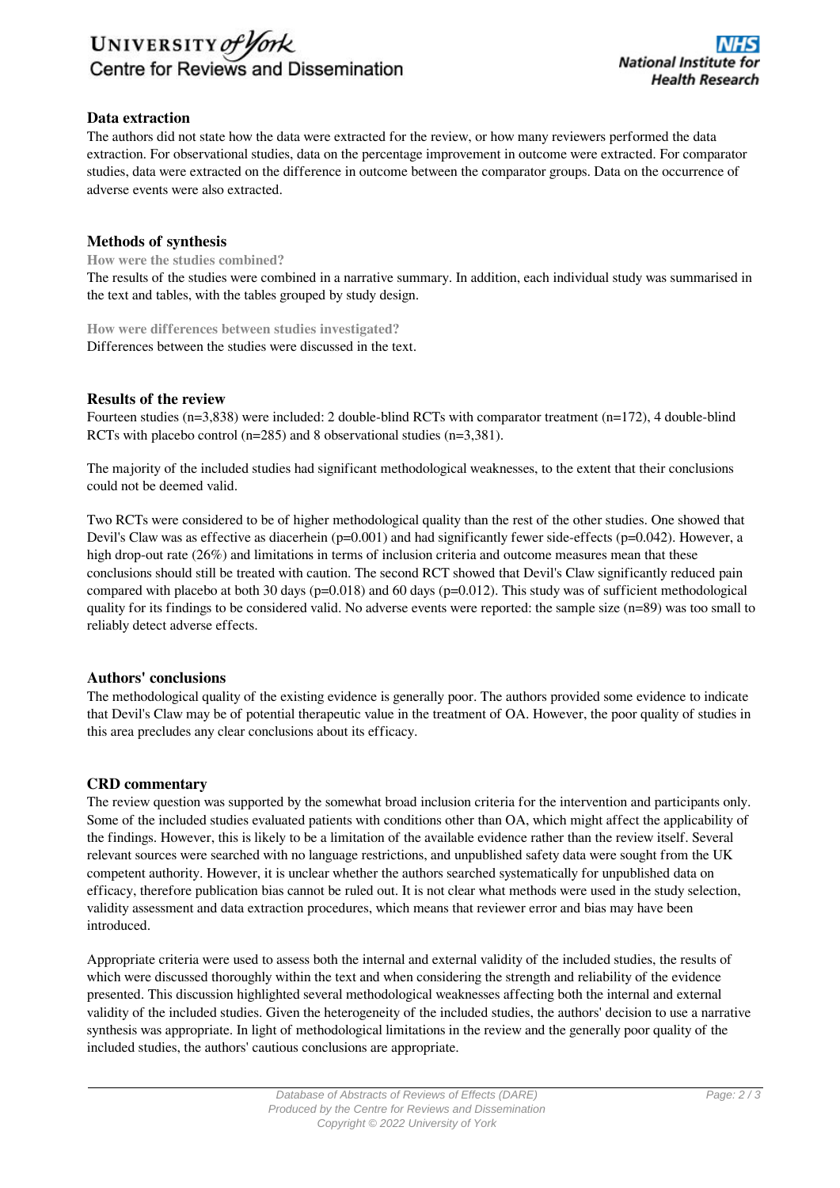## Data extraction

The authors did not state how the data were extracted for the review, or how many reviewers performed the data extraction. For observational studies, data on the percentage improvement in outcome were extracted. For comparator studies, data were extracted on the difference in outcome between the comparator groups. Data on the occurrence of adverse events were also extracted.

## Methods of synthesis

**How were the studies combined?**

The results of the studies were combined in a narrative summary. In addition, each individual study was summarised in the text and tables, with the tables grouped by study design.

**How were differences between studies investigated?**

Differences between the studies were discussed in the text.

## Results of the review

Fourteen studies (n=3,838) were included: 2 double-blind RCTs with comparator treatment (n=172), 4 double-blind RCTs with placebo control (n=285) and 8 observational studies (n=3,381).

The majority of the included studies had significant methodological weaknesses, to the extent that their conclusions could not be deemed valid.

Two RCTs were considered to be of higher methodological quality than the rest of the other studies. One showed that Devil's Claw was as effective as diacerhein ($p=0.001$) and had significantly fewer side-effects ($p=0.042$). However, a high drop-out rate (26%) and limitations in terms of inclusion criteria and outcome measures mean that these conclusions should still be treated with caution. The second RCT showed that Devil's Claw significantly reduced pain compared with placebo at both 30 days ($p=0.018$) and 60 days ($p=0.012$). This study was of sufficient methodological quality for its findings to be considered valid. No adverse events were reported: the sample size (n=89) was too small to reliably detect adverse effects.

## Authors' conclusions

The methodological quality of the existing evidence is generally poor. The authors provided some evidence to indicate that Devil's Claw may be of potential therapeutic value in the treatment of OA. However, the poor quality of studies in this area precludes any clear conclusions about its efficacy.

## CRD commentary

The review question was supported by the somewhat broad inclusion criteria for the intervention and participants only. Some of the included studies evaluated patients with conditions other than OA, which might affect the applicability of the findings. However, this is likely to be a limitation of the available evidence rather than the review itself. Several relevant sources were searched with no language restrictions, and unpublished safety data were sought from the UK competent authority. However, it is unclear whether the authors searched systematically for unpublished data on efficacy, therefore publication bias cannot be ruled out. It is not clear what methods were used in the study selection, validity assessment and data extraction procedures, which means that reviewer error and bias may have been introduced.

Appropriate criteria were used to assess both the internal and external validity of the included studies, the results of which were discussed thoroughly within the text and when considering the strength and reliability of the evidence presented. This discussion highlighted several methodological weaknesses affecting both the internal and external validity of the included studies. Given the heterogeneity of the included studies, the authors' decision to use a narrative synthesis was appropriate. In light of methodological limitations in the review and the generally poor quality of the included studies, the authors' cautious conclusions are appropriate.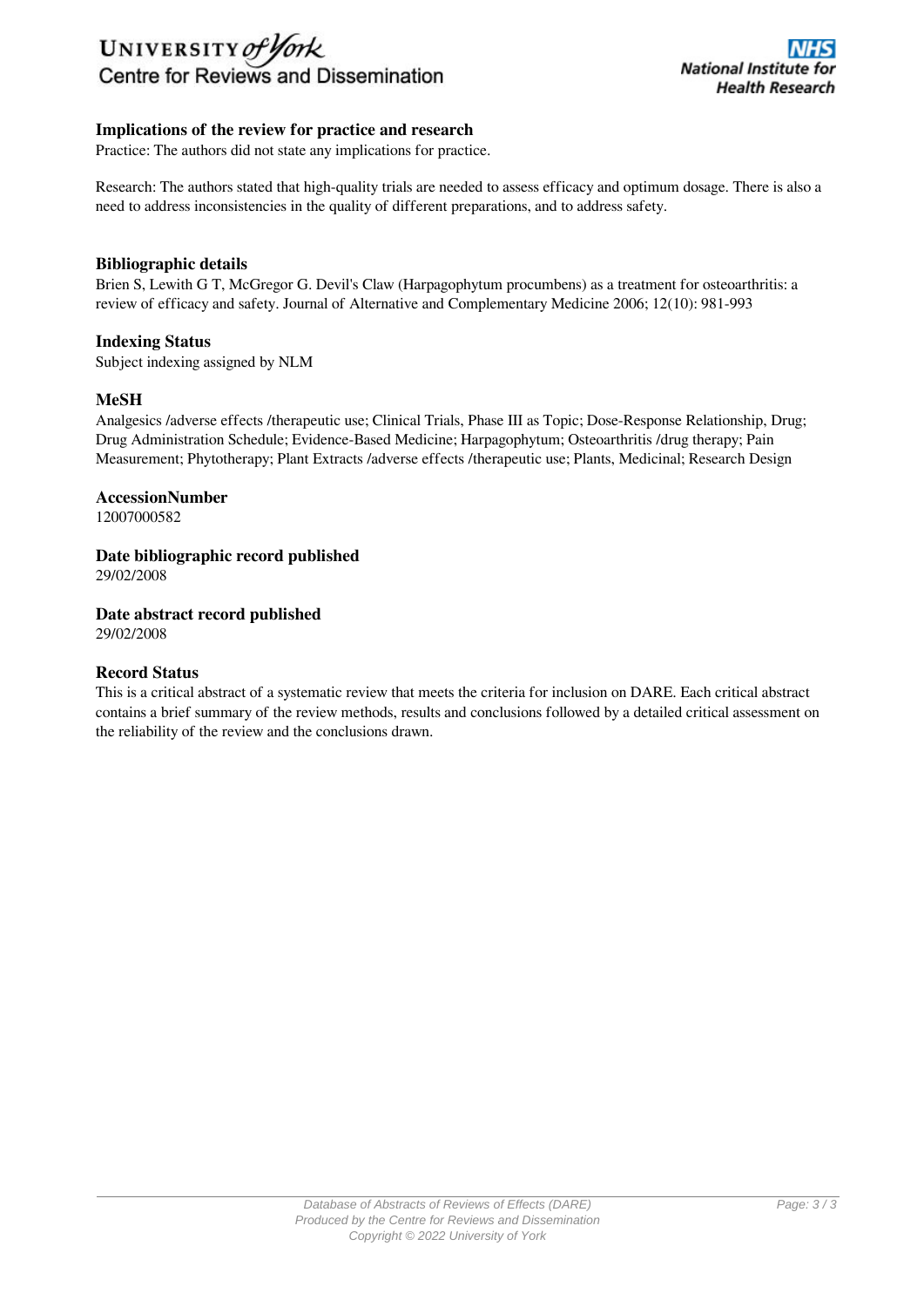### Implications of the review for practice and research

Practice: The authors did not state any implications for practice.

Research: The authors stated that high-quality trials are needed to assess efficacy and optimum dosage. There is also a need to address inconsistencies in the quality of different preparations, and to address safety.

### Bibliographic details

Brien S, Lewith G T, McGregor G. Devil's Claw (Harpagophytum procumbens) as a treatment for osteoarthritis: a review of efficacy and safety. Journal of Alternative and Complementary Medicine 2006; 12(10): 981-993

### Indexing Status

Subject indexing assigned by NLM

### MeSH

Analgesics /adverse effects /therapeutic use; Clinical Trials, Phase III as Topic; Dose-Response Relationship, Drug; Drug Administration Schedule; Evidence-Based Medicine; Harpagophytum; Osteoarthritis /drug therapy; Pain Measurement; Phytotherapy; Plant Extracts /adverse effects /therapeutic use; Plants, Medicinal; Research Design

### AccessionNumber

12007000582

### Date bibliographic record published

29/02/2008

### Date abstract record published

29/02/2008

### Record Status

This is a critical abstract of a systematic review that meets the criteria for inclusion on DARE. Each critical abstract contains a brief summary of the review methods, results and conclusions followed by a detailed critical assessment on the reliability of the review and the conclusions drawn.